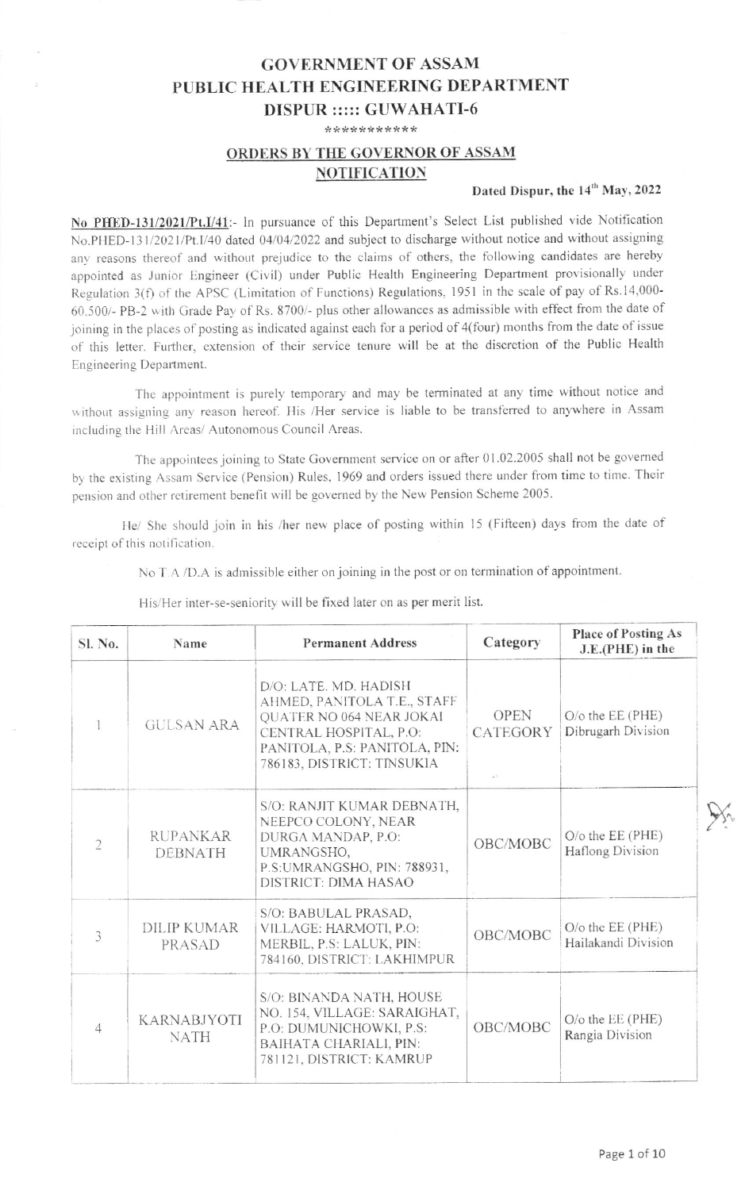# GOVERNMENT OF ASSAM
# PUBLIC HEALTH ENGINEERING DEPARTMENT
## DISPUR :::: GUWAHATI-6

***********

### ORDERS BY THE GOVERNOR OF ASSAM
### NOTIFICATION

**Dated Dispur, the 14th May, 2022**

**No PHED-131/2021/Pt.I/41**:- In pursuance of this Department's Select List published vide Notification No.PHED-131/2021/Pt.I/40 dated 04/04/2022 and subject to discharge without notice and without assigning any reasons thereof and without prejudice to the claims of others, the following candidates are hereby appointed as Junior Engineer (Civil) under Public Health Engineering Department provisionally under Regulation 3(f) of the APSC (Limitation of Functions) Regulations, 1951 in the scale of pay of Rs.14,000-60,500/- PB-2 with Grade Pay of Rs. 8700/- plus other allowances as admissible with effect from the date of joining in the places of posting as indicated against each for a period of 4(four) months from the date of issue of this letter. Further, extension of their service tenure will be at the discretion of the Public Health Engineering Department.

The appointment is purely temporary and may be terminated at any time without notice and without assigning any reason hereof. His /Her service is liable to be transferred to anywhere in Assam including the Hill Areas/ Autonomous Council Areas.

The appointees joining to State Government service on or after 01.02.2005 shall not be governed by the existing Assam Service (Pension) Rules, 1969 and orders issued there under from time to time. Their pension and other retirement benefit will be governed by the New Pension Scheme 2005.

He/ She should join in his /her new place of posting within 15 (Fifteen) days from the date of receipt of this notification.

No T.A /D.A is admissible either on joining in the post or on termination of appointment.

His/Her inter-se-seniority will be fixed later on as per merit list.

| Sl. No. | Name | Permanent Address | Category | Place of Posting As J.E.(PHE) in the |
|---|---|---|---|---|
| 1 | GULSAN ARA | D/O: LATE. MD. HADISH AHMED, PANITOLA T.E., STAFF QUATER NO 064 NEAR JOKAI CENTRAL HOSPITAL, P.O: PANITOLA, P.S: PANITOLA, PIN: 786183, DISTRICT: TINSUKIA | OPEN CATEGORY | O/o the EE (PHE) Dibrugarh Division |
| 2 | RUPANKAR DEBNATH | S/O: RANJIT KUMAR DEBNATH, NEEPCO COLONY, NEAR DURGA MANDAP, P.O: UMRANGSHO, P.S:UMRANGSHO, PIN: 788931, DISTRICT: DIMA HASAO | OBC/MOBC | O/o the EE (PHE) Haflong Division |
| 3 | DILIP KUMAR PRASAD | S/O: BABULAL PRASAD, VILLAGE: HARMOTI, P.O: MERBIL, P.S: LALUK, PIN: 784160, DISTRICT: LAKHIMPUR | OBC/MOBC | O/o the EE (PHE) Hailakandi Division |
| 4 | KARNABJYOTI NATH | S/O: BINANDA NATH, HOUSE NO. 154, VILLAGE: SARAIGHAT, P.O: DUMUNICHOWKI, P.S: BAIHATA CHARIALI, PIN: 781121, DISTRICT: KAMRUP | OBC/MOBC | O/o the EE (PHE) Rangia Division |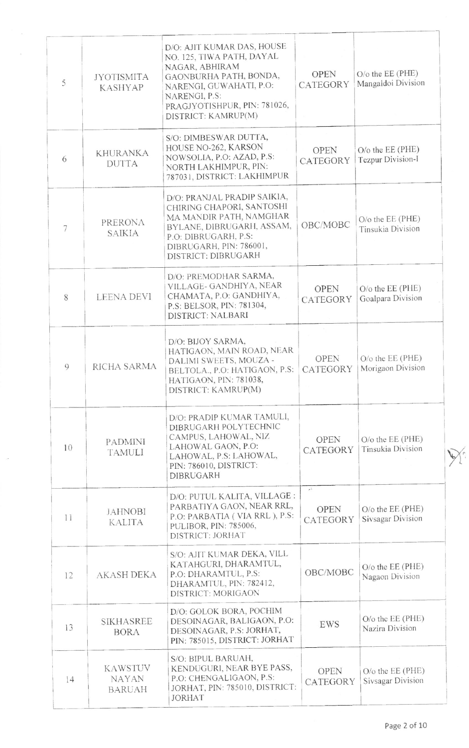| | | | | |
|---|---|---|---|---|
| 5 | JYOTISMITA KASHYAP | D/O: AJIT KUMAR DAS, HOUSE NO. 125, TIWA PATH, DAYAL NAGAR, ABHIRAM GAONBURHA PATH, BONDA, NARENGI, GUWAHATI, P.O: NARENGI, P.S: PRAGJYOTISHPUR, PIN: 781026, DISTRICT: KAMRUP(M) | OPEN CATEGORY | O/o the EE (PHE) Mangaldoi Division |
| 6 | KHURANKA DUTTA | S/O: DIMBESWAR DUTTA, HOUSE NO-262, KARSON NOWSOLIA, P.O: AZAD, P.S: NORTH LAKHIMPUR, PIN: 787031, DISTRICT: LAKHIMPUR | OPEN CATEGORY | O/o the EE (PHE) Tezpur Division-I |
| 7 | PRERONA SAIKIA | D/O: PRANJAL PRADIP SAIKIA, CHIRING CHAPORI, SANTOSHI MA MANDIR PATH, NAMGHAR BYLANE, DIBRUGARH, ASSAM, P.O: DIBRUGARH, P.S: DIBRUGARH, PIN: 786001, DISTRICT: DIBRUGARH | OBC/MOBC | O/o the EE (PHE) Tinsukia Division |
| 8 | LEENA DEVI | D/O: PREMODHAR SARMA, VILLAGE- GANDHIYA, NEAR CHAMATA, P.O: GANDHIYA, P.S: BELSOR, PIN: 781304, DISTRICT: NALBARI | OPEN CATEGORY | O/o the EE (PHE) Goalpara Division |
| 9 | RICHA SARMA | D/O: BIJOY SARMA, HATIGAON, MAIN ROAD, NEAR DALIMI SWEETS, MOUZA - BELTOLA., P.O: HATIGAON, P.S: HATIGAON, PIN: 781038, DISTRICT: KAMRUP(M) | OPEN CATEGORY | O/o the EE (PHE) Morigaon Division |
| 10 | PADMINI TAMULI | D/O: PRADIP KUMAR TAMULI, DIBRUGARH POLYTECHNIC CAMPUS, LAHOWAL, NIZ LAHOWAL GAON, P.O: LAHOWAL, P.S: LAHOWAL, PIN: 786010, DISTRICT: DIBRUGARH | OPEN CATEGORY | O/o the EE (PHE) Tinsukia Division |
| 11 | JAHNOBI KALITA | D/O: PUTUL KALITA, VILLAGE : PARBATIYA GAON, NEAR RRL, P.O: PARBATIA ( VIA RRL ), P.S: PULIBOR, PIN: 785006, DISTRICT: JORHAT | OPEN CATEGORY | O/o the EE (PHE) Sivsagar Division |
| 12 | AKASH DEKA | S/O: AJIT KUMAR DEKA, VILL KATAHGURI, DHARAMTUL, P.O: DHARAMTUL, P.S: DHARAMTUL, PIN: 782412, DISTRICT: MORIGAON | OBC/MOBC | O/o the EE (PHE) Nagaon Division |
| 13 | SIKHASREE BORA | D/O: GOLOK BORA, POCHIM DESOINAGAR, BALIGAON, P.O: DESOINAGAR, P.S: JORHAT, PIN: 785015, DISTRICT: JORHAT | EWS | O/o the EE (PHE) Nazira Division |
| 14 | KAWSTUV NAYAN BARUAH | S/O: BIPUL BARUAH, KENDUGURI, NEAR BYE PASS, P.O: CHENGALIGAON, P.S: JORHAT, PIN: 785010, DISTRICT: JORHAT | OPEN CATEGORY | O/o the EE (PHE) Sivsagar Division |